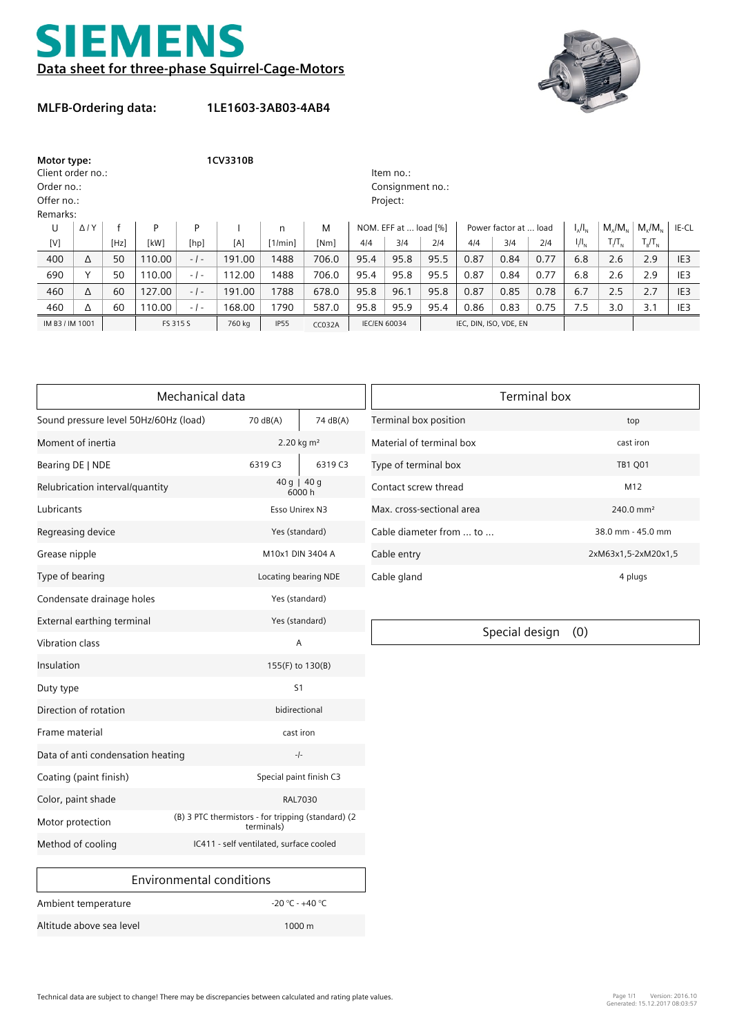# SIEMENS

## Data sheet for three-phase Squirrel-Cage-Motors

**MLFB-Ordering data:** **1LE1603-3AB03-4AB4**

**Motor type:** **1CV3310B**

Client order no.:

Order no.:

Offer no.:

Remarks:

Item no.:

Consignment no.:

Project:

| U | Δ / Y | f | P | P | I | n | M | NOM. EFF at ... load [%] | | | Power factor at ... load | | | $I_A/I_N$ | $M_A/M_N$ | $M_K/M_N$ | IE-CL |
|---|---|---|---|---|---|---|---|---|---|---|---|---|---|---|---|---|---|
| [V] | | [Hz] | [kW] | [hp] | [A] | [1/min] | [Nm] | 4/4 | 3/4 | 2/4 | 4/4 | 3/4 | 2/4 | $I_l/I_N$ | $T_l/T_N$ | $T_B/T_N$ | |
| 400 | Δ | 50 | 110.00 | - / - | 191.00 | 1488 | 706.0 | 95.4 | 95.8 | 95.5 | 0.87 | 0.84 | 0.77 | 6.8 | 2.6 | 2.9 | IE3 |
| 690 | Y | 50 | 110.00 | - / - | 112.00 | 1488 | 706.0 | 95.4 | 95.8 | 95.5 | 0.87 | 0.84 | 0.77 | 6.8 | 2.6 | 2.9 | IE3 |
| 460 | Δ | 60 | 127.00 | - / - | 191.00 | 1788 | 678.0 | 95.8 | 96.1 | 95.8 | 0.87 | 0.85 | 0.78 | 6.7 | 2.5 | 2.7 | IE3 |
| 460 | Δ | 60 | 110.00 | - / - | 168.00 | 1790 | 587.0 | 95.8 | 95.9 | 95.4 | 0.86 | 0.83 | 0.75 | 7.5 | 3.0 | 3.1 | IE3 |
| IM B3 / IM 1001 | | | FS 315 S | | 760 kg | IP55 | CC032A | IEC/EN 60034 | | | IEC, DIN, ISO, VDE, EN | | | | | | |

### Mechanical data

| | | |
|---|---|---|
| Sound pressure level 50Hz/60Hz (load) | 70 dB(A) | 74 dB(A) |
| Moment of inertia | 2.20 kg m² | |
| Bearing DE \| NDE | 6319 C3 | 6319 C3 |
| Relubrication interval/quantity | 40 g \| 40 g 6000 h | |
| Lubricants | Esso Unirex N3 | |
| Regreasing device | Yes (standard) | |
| Grease nipple | M10x1 DIN 3404 A | |
| Type of bearing | Locating bearing NDE | |
| Condensate drainage holes | Yes (standard) | |
| External earthing terminal | Yes (standard) | |
| Vibration class | A | |
| Insulation | 155(F) to 130(B) | |
| Duty type | S1 | |
| Direction of rotation | bidirectional | |
| Frame material | cast iron | |
| Data of anti condensation heating | -/- | |
| Coating (paint finish) | Special paint finish C3 | |
| Color, paint shade | RAL7030 | |
| Motor protection | (B) 3 PTC thermistors - for tripping (standard) (2 terminals) | |
| Method of cooling | IC411 - self ventilated, surface cooled | |

### Environmental conditions

| | |
|---|---|
| Ambient temperature | -20 °C - +40 °C |
| Altitude above sea level | 1000 m |

### Terminal box

| | |
|---|---|
| Terminal box position | top |
| Material of terminal box | cast iron |
| Type of terminal box | TB1 Q01 |
| Contact screw thread | M12 |
| Max. cross-sectional area | 240.0 mm² |
| Cable diameter from ... to ... | 38.0 mm - 45.0 mm |
| Cable entry | 2xM63x1,5-2xM20x1,5 |
| Cable gland | 4 plugs |

### Special design (0)

Technical data are subject to change! There may be discrepancies between calculated and rating plate values.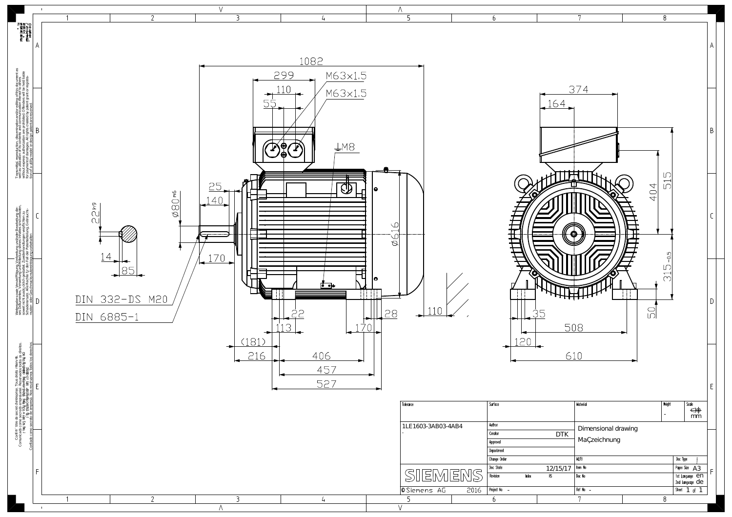1082

299

110

55

M63x1.5

M63x1.5

M8

25

140

Ø80 m6

22 h9

14

85

170

Ø616

DIN 332-DS M20

DIN 6885-1

22

28

113

170

110

(181)

216

406

457

527

374

164

515

404

315 -0.5

50

35

508

120

610

| | | | | |
|---|---|---|---|---|
| Tolerance | Surface | Material | Weight | Scale |
| | | | - | mm |
| 1LE1603-3AB03-4AB4 | Author | Dimensional drawing | | |
| - | Creator DTK | Maßzeichnung | | |
| | Approval | | | |
| | Department | | | |
| | Change Order | MLFB | Doc Type | |
| SIEMENS | Doc State 12/15/17 | Item No | Paper Size A3 | |
| | Revision Index RS | Doc No | 1st Language en / 2nd Language de | |
| © Siemens AG 2016 | Project No - | Ref No - | Sheet 1 of 1 | |